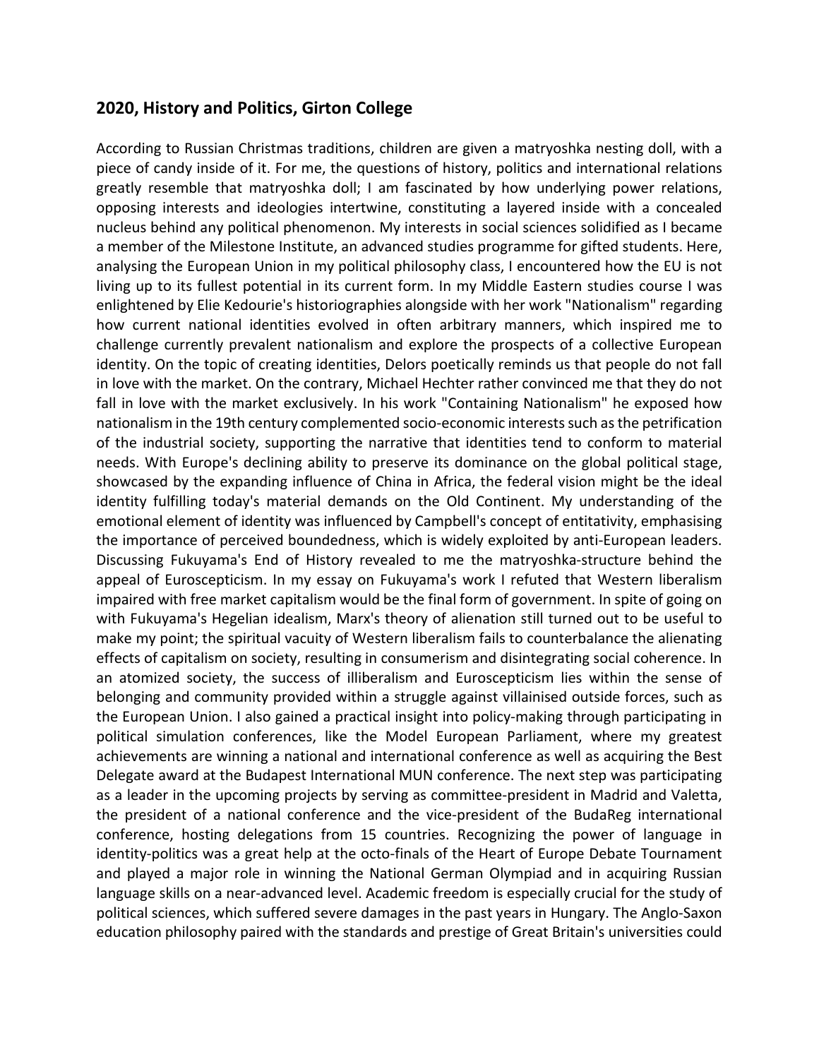## 2020, History and Politics, Girton College

According to Russian Christmas traditions, children are given a matryoshka nesting doll, with a piece of candy inside of it. For me, the questions of history, politics and international relations greatly resemble that matryoshka doll; I am fascinated by how underlying power relations, opposing interests and ideologies intertwine, constituting a layered inside with a concealed nucleus behind any political phenomenon. My interests in social sciences solidified as I became a member of the Milestone Institute, an advanced studies programme for gifted students. Here, analysing the European Union in my political philosophy class, I encountered how the EU is not living up to its fullest potential in its current form. In my Middle Eastern studies course I was enlightened by Elie Kedourie's historiographies alongside with her work "Nationalism" regarding how current national identities evolved in often arbitrary manners, which inspired me to challenge currently prevalent nationalism and explore the prospects of a collective European identity. On the topic of creating identities, Delors poetically reminds us that people do not fall in love with the market. On the contrary, Michael Hechter rather convinced me that they do not fall in love with the market exclusively. In his work "Containing Nationalism" he exposed how nationalism in the 19th century complemented socio-economic interests such as the petrification of the industrial society, supporting the narrative that identities tend to conform to material needs. With Europe's declining ability to preserve its dominance on the global political stage, showcased by the expanding influence of China in Africa, the federal vision might be the ideal identity fulfilling today's material demands on the Old Continent. My understanding of the emotional element of identity was influenced by Campbell's concept of entitativity, emphasising the importance of perceived boundedness, which is widely exploited by anti-European leaders. Discussing Fukuyama's End of History revealed to me the matryoshka-structure behind the appeal of Euroscepticism. In my essay on Fukuyama's work I refuted that Western liberalism impaired with free market capitalism would be the final form of government. In spite of going on with Fukuyama's Hegelian idealism, Marx's theory of alienation still turned out to be useful to make my point; the spiritual vacuity of Western liberalism fails to counterbalance the alienating effects of capitalism on society, resulting in consumerism and disintegrating social coherence. In an atomized society, the success of illiberalism and Euroscepticism lies within the sense of belonging and community provided within a struggle against villainised outside forces, such as the European Union. I also gained a practical insight into policy-making through participating in political simulation conferences, like the Model European Parliament, where my greatest achievements are winning a national and international conference as well as acquiring the Best Delegate award at the Budapest International MUN conference. The next step was participating as a leader in the upcoming projects by serving as committee-president in Madrid and Valetta, the president of a national conference and the vice-president of the BudaReg international conference, hosting delegations from 15 countries. Recognizing the power of language in identity-politics was a great help at the octo-finals of the Heart of Europe Debate Tournament and played a major role in winning the National German Olympiad and in acquiring Russian language skills on a near-advanced level. Academic freedom is especially crucial for the study of political sciences, which suffered severe damages in the past years in Hungary. The Anglo-Saxon education philosophy paired with the standards and prestige of Great Britain's universities could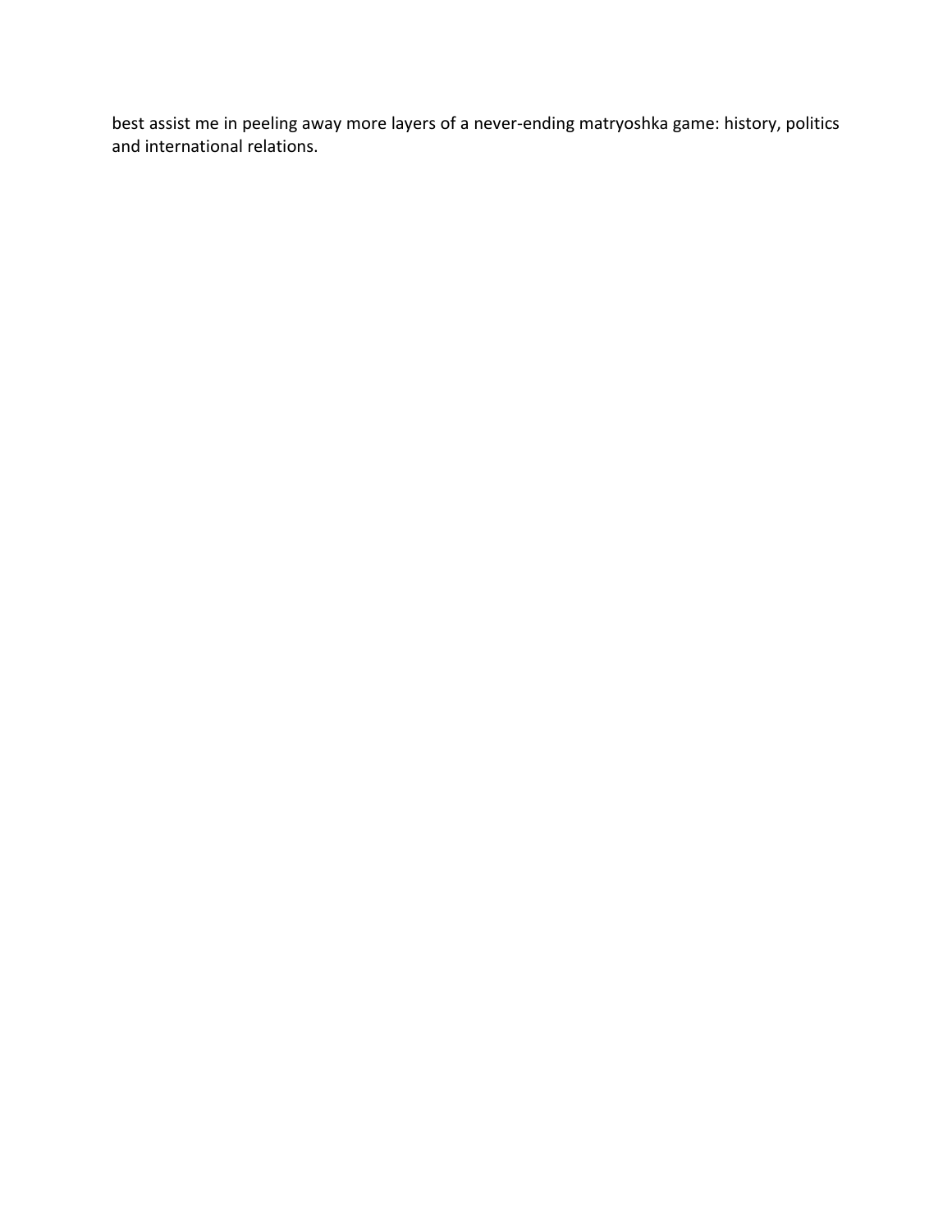best assist me in peeling away more layers of a never-ending matryoshka game: history, politics and international relations.